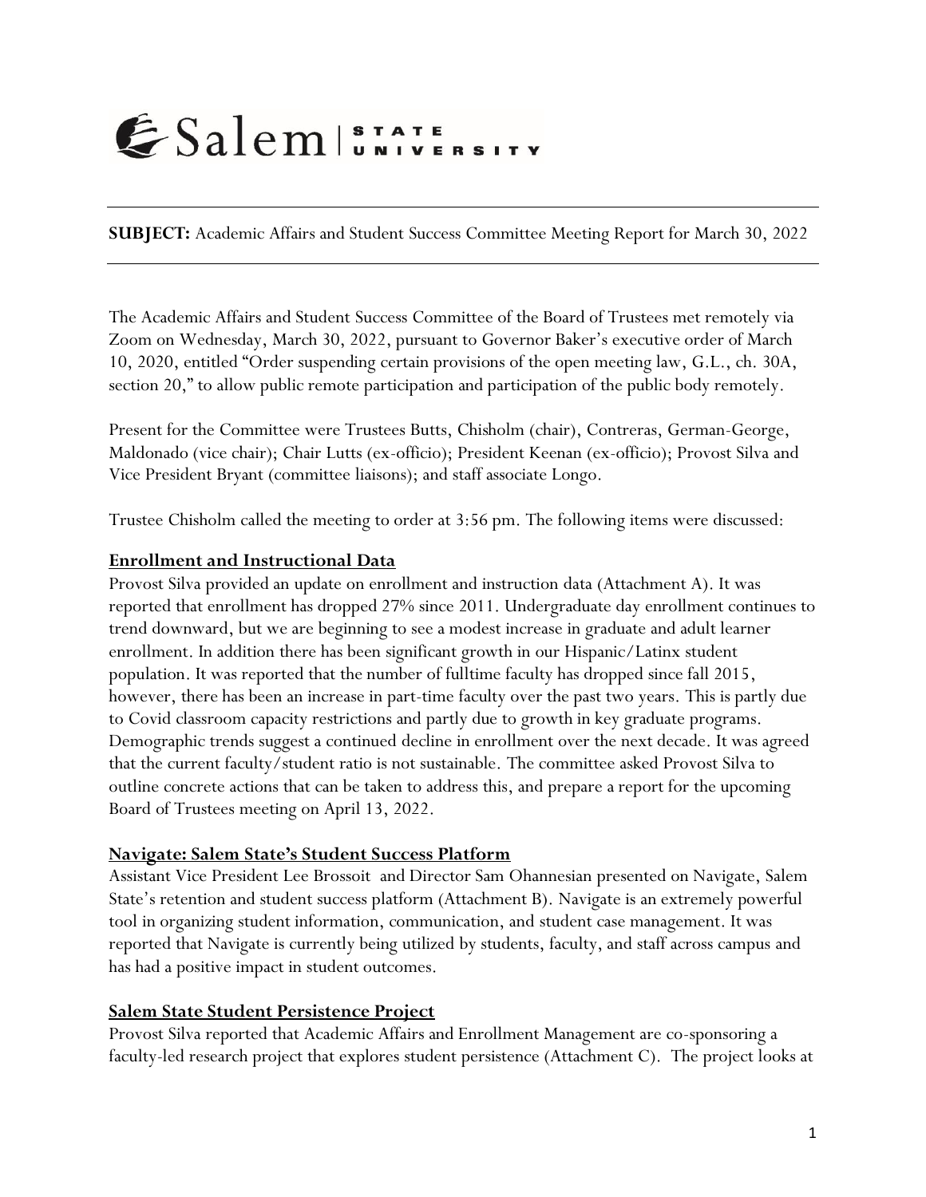Salem STATE UNIVERSITY

**SUBJECT:** Academic Affairs and Student Success Committee Meeting Report for March 30, 2022

The Academic Affairs and Student Success Committee of the Board of Trustees met remotely via Zoom on Wednesday, March 30, 2022, pursuant to Governor Baker's executive order of March 10, 2020, entitled "Order suspending certain provisions of the open meeting law, G.L., ch. 30A, section 20," to allow public remote participation and participation of the public body remotely.

Present for the Committee were Trustees Butts, Chisholm (chair), Contreras, German-George, Maldonado (vice chair); Chair Lutts (ex-officio); President Keenan (ex-officio); Provost Silva and Vice President Bryant (committee liaisons); and staff associate Longo.

Trustee Chisholm called the meeting to order at 3:56 pm. The following items were discussed:

## Enrollment and Instructional Data

Provost Silva provided an update on enrollment and instruction data (Attachment A). It was reported that enrollment has dropped 27% since 2011. Undergraduate day enrollment continues to trend downward, but we are beginning to see a modest increase in graduate and adult learner enrollment. In addition there has been significant growth in our Hispanic/Latinx student population. It was reported that the number of fulltime faculty has dropped since fall 2015, however, there has been an increase in part-time faculty over the past two years. This is partly due to Covid classroom capacity restrictions and partly due to growth in key graduate programs. Demographic trends suggest a continued decline in enrollment over the next decade. It was agreed that the current faculty/student ratio is not sustainable. The committee asked Provost Silva to outline concrete actions that can be taken to address this, and prepare a report for the upcoming Board of Trustees meeting on April 13, 2022.

## Navigate: Salem State's Student Success Platform

Assistant Vice President Lee Brossoit and Director Sam Ohannesian presented on Navigate, Salem State's retention and student success platform (Attachment B). Navigate is an extremely powerful tool in organizing student information, communication, and student case management. It was reported that Navigate is currently being utilized by students, faculty, and staff across campus and has had a positive impact in student outcomes.

## Salem State Student Persistence Project

Provost Silva reported that Academic Affairs and Enrollment Management are co-sponsoring a faculty-led research project that explores student persistence (Attachment C). The project looks at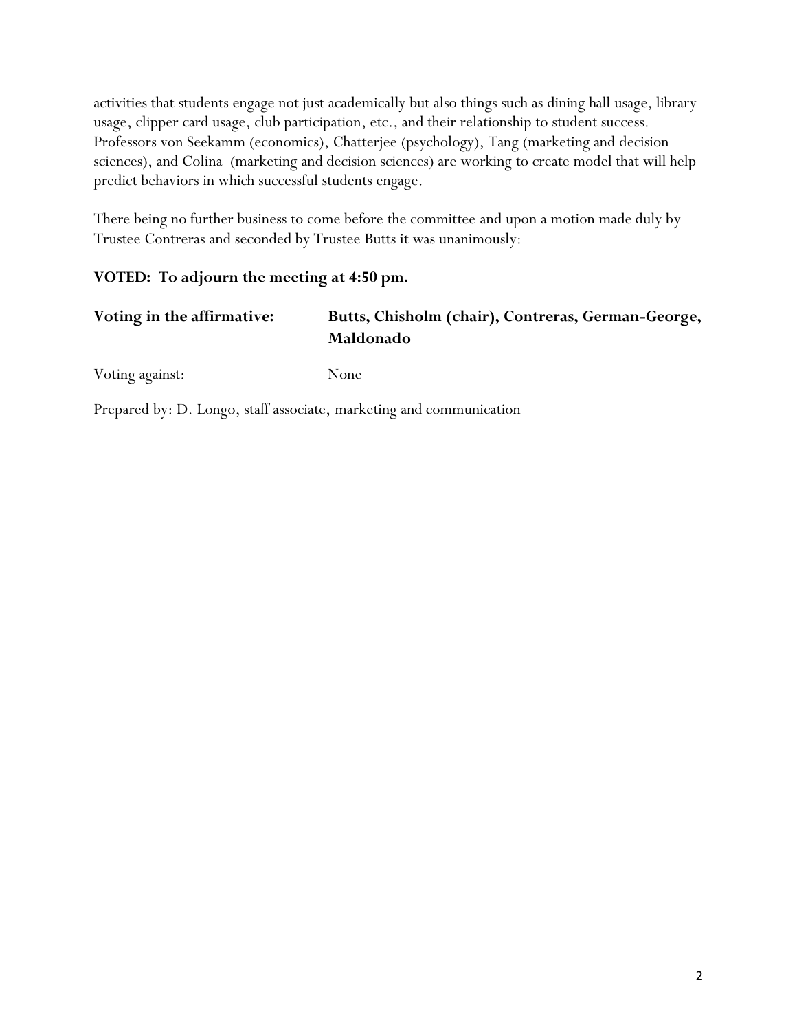activities that students engage not just academically but also things such as dining hall usage, library usage, clipper card usage, club participation, etc., and their relationship to student success. Professors von Seekamm (economics), Chatterjee (psychology), Tang (marketing and decision sciences), and Colina (marketing and decision sciences) are working to create model that will help predict behaviors in which successful students engage.

There being no further business to come before the committee and upon a motion made duly by Trustee Contreras and seconded by Trustee Butts it was unanimously:

**VOTED: To adjourn the meeting at 4:50 pm.**

| | |
|---|---|
| **Voting in the affirmative:** | **Butts, Chisholm (chair), Contreras, German-George, Maldonado** |
| Voting against: | None |

Prepared by: D. Longo, staff associate, marketing and communication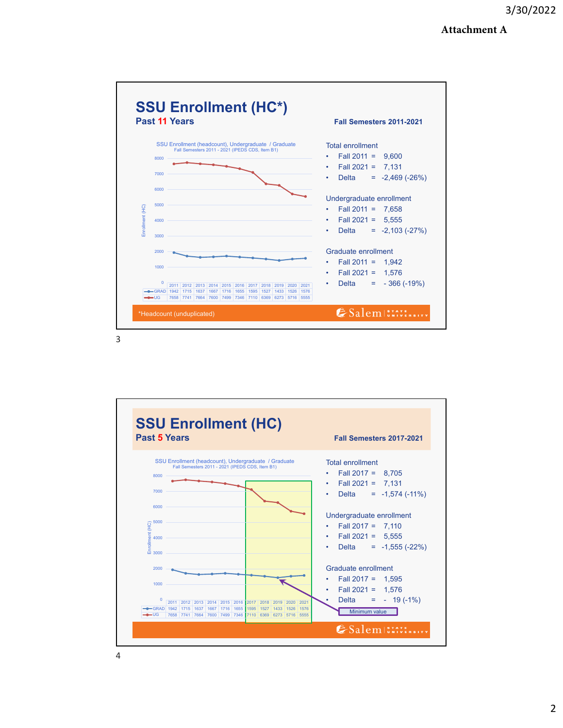Attachment A

# SSU Enrollment (HC*)

## Past 11 Years

**Fall Semesters 2011-2021**

SSU Enrollment (headcount), Undergraduate / Graduate
Fall Semesters 2011 - 2021 (IPEDS CDS, Item B1)

| | 2011 | 2012 | 2013 | 2014 | 2015 | 2016 | 2017 | 2018 | 2019 | 2020 | 2021 |
|---|---|---|---|---|---|---|---|---|---|---|---|
| GRAD | 1942 | 1715 | 1637 | 1667 | 1716 | 1655 | 1595 | 1527 | 1433 | 1526 | 1576 |
| UG | 7658 | 7741 | 7664 | 7600 | 7499 | 7346 | 7110 | 6369 | 6273 | 5716 | 5555 |

Total enrollment

- Fall 2011 = 9,600
- Fall 2021 = 7,131
- Delta = -2,469 (-26%)

Undergraduate enrollment

- Fall 2011 = 7,658
- Fall 2021 = 5,555
- Delta = -2,103 (-27%)

Graduate enrollment

- Fall 2011 = 1,942
- Fall 2021 = 1,576
- Delta = - 366 (-19%)

*Headcount (unduplicated)

# SSU Enrollment (HC)

## Past 5 Years

**Fall Semesters 2017-2021**

SSU Enrollment (headcount), Undergraduate / Graduate
Fall Semesters 2011 - 2021 (IPEDS CDS, Item B1)

| | 2011 | 2012 | 2013 | 2014 | 2015 | 2016 | 2017 | 2018 | 2019 | 2020 | 2021 |
|---|---|---|---|---|---|---|---|---|---|---|---|
| GRAD | 1942 | 1715 | 1637 | 1667 | 1716 | 1655 | 1595 | 1527 | 1433 | 1526 | 1576 |
| UG | 7658 | 7741 | 7664 | 7600 | 7499 | 7346 | 7110 | 6369 | 6273 | 5716 | 5555 |

Minimum value

Total enrollment

- Fall 2017 = 8,705
- Fall 2021 = 7,131
- Delta = -1,574 (-11%)

Undergraduate enrollment

- Fall 2017 = 7,110
- Fall 2021 = 5,555
- Delta = -1,555 (-22%)

Graduate enrollment

- Fall 2017 = 1,595
- Fall 2021 = 1,576
- Delta = - 19 (-1%)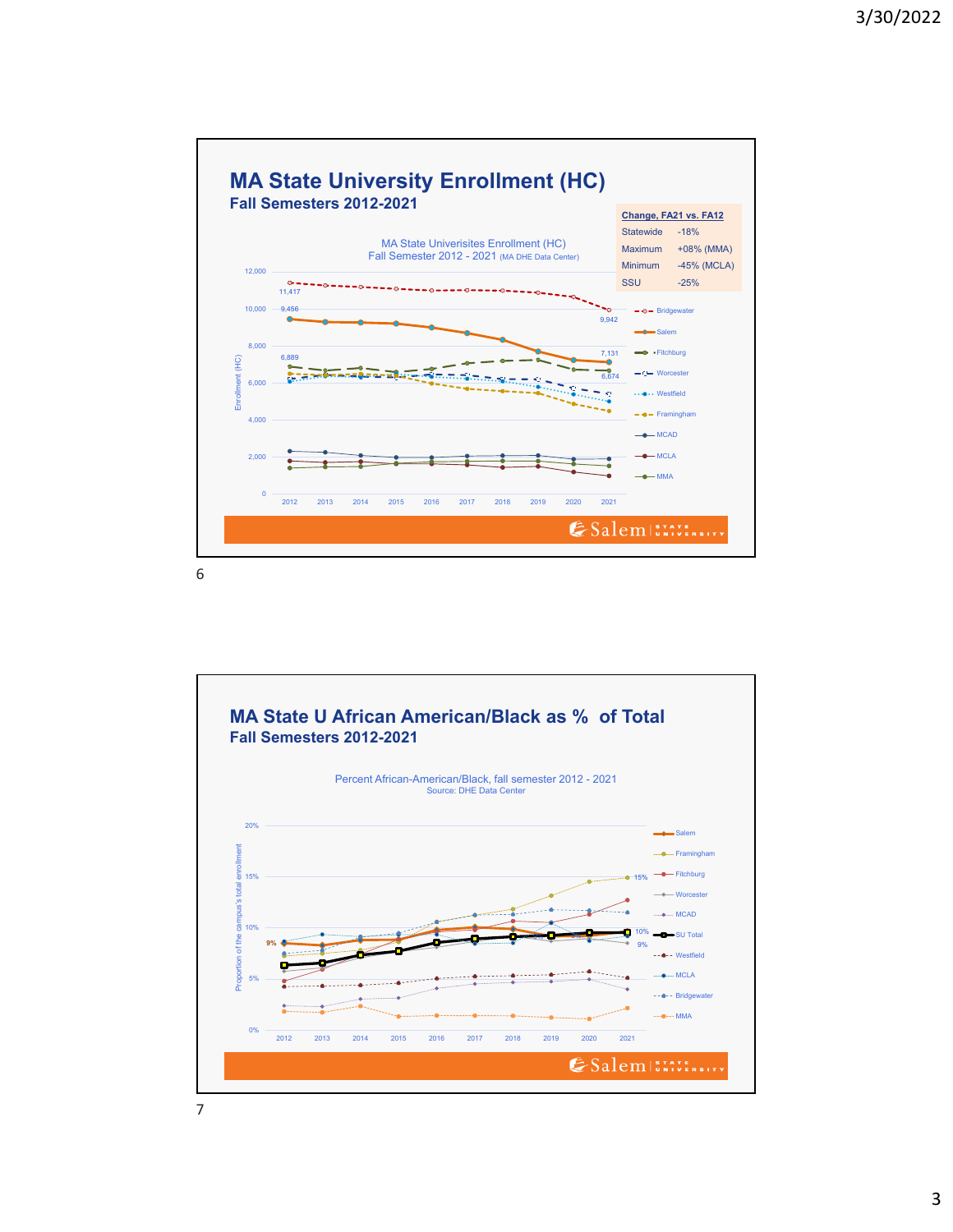## MA State University Enrollment (HC)

### Fall Semesters 2012-2021

| Change, FA21 vs. FA12 | |
|---|---|
| Statewide | -18% |
| Maximum | +08% (MMA) |
| Minimum | -45% (MCLA) |
| SSU | -25% |

MA State Univerisites Enrollment (HC)
Fall Semester 2012 - 2021 (MA DHE Data Center)

Enrollment (HC)

0, 2,000, 4,000, 6,000, 8,000, 10,000, 12,000

2012, 2013, 2014, 2015, 2016, 2017, 2018, 2019, 2020, 2021

11,417 · 9,456 · 6,889 · 9,942 · 7,131 · 6,674

Bridgewater · Salem · Fitchburg · Worcester · Westfield · Framingham · MCAD · MCLA · MMA

Salem STATE UNIVERSITY

## MA State U African American/Black as % of Total

### Fall Semesters 2012-2021

Percent African-American/Black, fall semester 2012 - 2021
Source: DHE Data Center

Proportion of the campus's total enrollment

0%, 5%, 10%, 15%, 20%

2012, 2013, 2014, 2015, 2016, 2017, 2018, 2019, 2020, 2021

9% · 15% · 10% · 9%

Salem · Framingham · Fitchburg · Worcester · MCAD · SU Total · Westfield · MCLA · Bridgewater · MMA

Salem STATE UNIVERSITY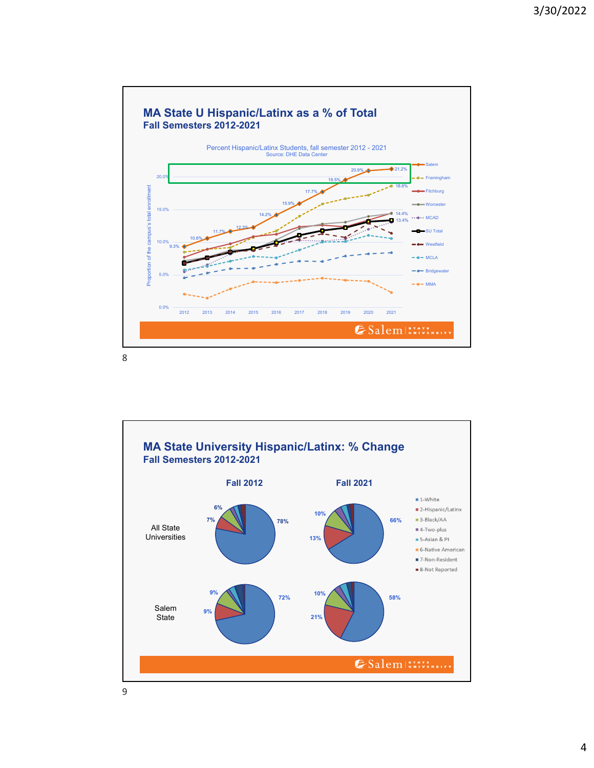## MA State U Hispanic/Latinx as a % of Total

### Fall Semesters 2012-2021

Percent Hispanic/Latinx Students, fall semester 2012 - 2021

Source: DHE Data Center

Salem: 2012 9.3%, 2013 10.6%, 2014 11.7%, 2015 12.3%, 2016 14.2%, 2017 15.9%, 2018 17.7%, 2019 19.5%, 2020 20.9%, 2021 21.2%

Framingham 2021: 18.6%

Worcester 2021: 14.4%

SU Total 2021: 13.4%

Legend: Salem, Framingham, Fitchburg, Worcester, MCAD, SU Total, Westfield, MCLA, Bridgewater, MMA

Y-axis: Proportion of the campus's total enrollment (0.0%, 5.0%, 10.0%, 15.0%, 20.0%)

X-axis: 2012, 2013, 2014, 2015, 2016, 2017, 2018, 2019, 2020, 2021

## MA State University Hispanic/Latinx: % Change

### Fall Semesters 2012-2021

| | Fall 2012 | Fall 2021 |
|---|---|---|
| All State Universities | White 78%, Hispanic/Latinx 7%, Black/AA 6% | White 66%, Hispanic/Latinx 13%, Black/AA 10% |
| Salem State | White 72%, Hispanic/Latinx 9%, Black/AA 9% | White 58%, Hispanic/Latinx 21%, Black/AA 10% |

Legend: 1-White, 2-Hispanic/Latinx, 3-Black/AA, 4-Two-plus, 5-Asian & PI, 6-Native American, 7-Non-Resident, 8-Not Reported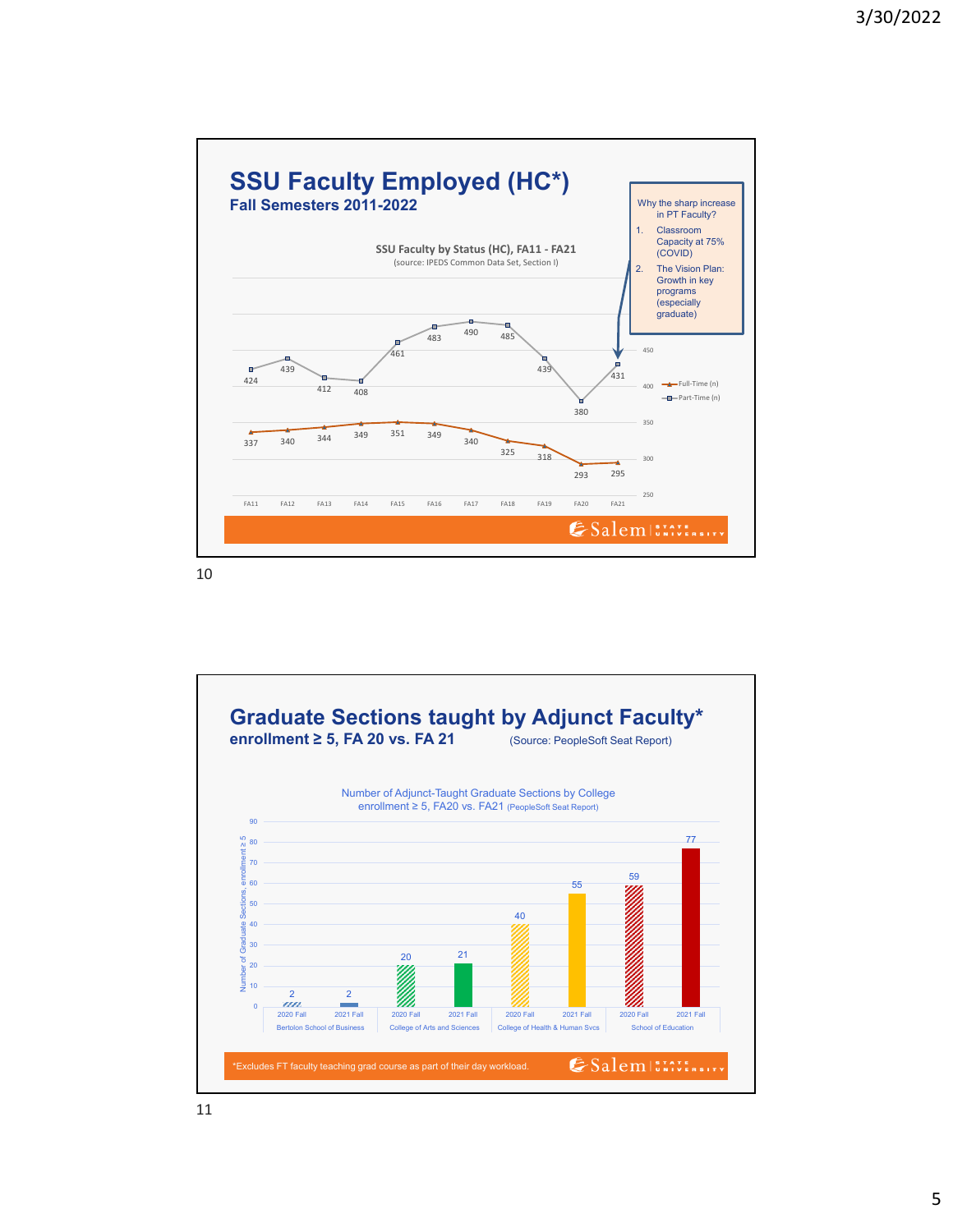# SSU Faculty Employed (HC*)

**Fall Semesters 2011-2022**

**SSU Faculty by Status (HC), FA11 - FA21**
(source: IPEDS Common Data Set, Section I)

| | FA11 | FA12 | FA13 | FA14 | FA15 | FA16 | FA17 | FA18 | FA19 | FA20 | FA21 |
|---|---|---|---|---|---|---|---|---|---|---|---|
| Full-Time (n) | 337 | 340 | 344 | 349 | 351 | 349 | 340 | 325 | 318 | 293 | 295 |
| Part-Time (n) | 424 | 439 | 412 | 408 | 461 | 483 | 490 | 485 | 439 | 380 | 431 |

Why the sharp increase in PT Faculty?

1. Classroom Capacity at 75% (COVID)
2. The Vision Plan: Growth in key programs (especially graduate)

# Graduate Sections taught by Adjunct Faculty*

**enrollment ≥ 5, FA 20 vs. FA 21** (Source: PeopleSoft Seat Report)

Number of Adjunct-Taught Graduate Sections by College
enrollment ≥ 5, FA20 vs. FA21 (PeopleSoft Seat Report)

| College | 2020 Fall | 2021 Fall |
|---|---|---|
| Bertolon School of Business | 2 | 2 |
| College of Arts and Sciences | 20 | 21 |
| College of Health & Human Svcs | 40 | 55 |
| School of Education | 59 | 77 |

*Excludes FT faculty teaching grad course as part of their day workload.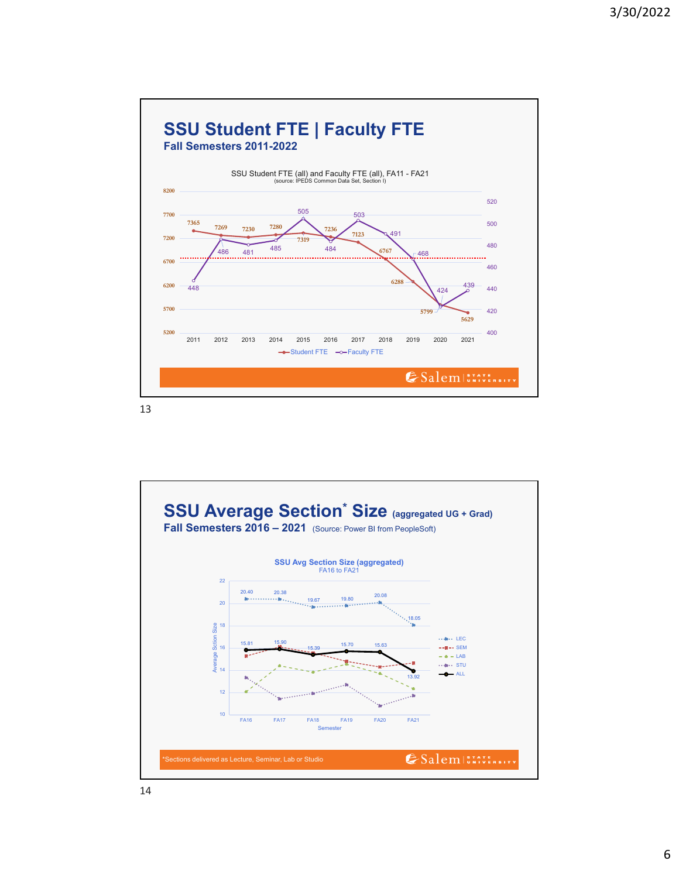## SSU Student FTE | Faculty FTE

**Fall Semesters 2011-2022**

SSU Student FTE (all) and Faculty FTE (all), FA11 - FA21
(source: IPEDS Common Data Set, Section I)

| Year | Student FTE | Faculty FTE |
|---|---|---|
| 2011 | 7365 | 448 |
| 2012 | 7269 | 486 |
| 2013 | 7230 | 481 |
| 2014 | 7280 | 485 |
| 2015 | 7319 | 505 |
| 2016 | 7236 | 484 |
| 2017 | 7123 | 503 |
| 2018 | 6767 | 491 |
| 2019 | 6288 | 468 |
| 2020 | 5799 | 424 |
| 2021 | 5629 | 439 |

## SSU Average Section* Size (aggregated UG + Grad)

**Fall Semesters 2016 – 2021** (Source: Power BI from PeopleSoft)

SSU Avg Section Size (aggregated)
FA16 to FA21

| Semester | LEC | ALL |
|---|---|---|
| FA16 | 20.40 | 15.81 |
| FA17 | 20.38 | 15.90 |
| FA18 | 19.67 | 15.39 |
| FA19 | 19.80 | 15.70 |
| FA20 | 20.08 | 15.63 |
| FA21 | 18.05 | 13.92 |

*Sections delivered as Lecture, Seminar, Lab or Studio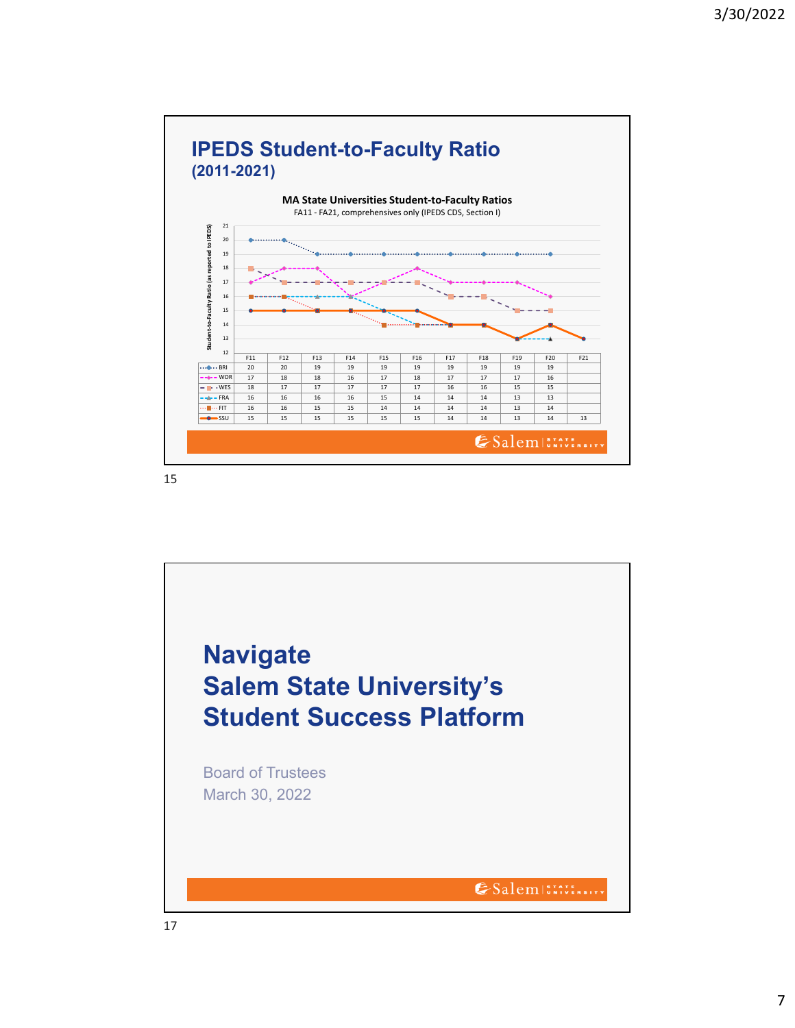## IPEDS Student-to-Faculty Ratio
**(2011-2021)**

**MA State Universities Student-to-Faculty Ratios**
FA11 - FA21, comprehensives only (IPEDS CDS, Section I)

|  | F11 | F12 | F13 | F14 | F15 | F16 | F17 | F18 | F19 | F20 | F21 |
|---|---|---|---|---|---|---|---|---|---|---|---|
| BRI | 20 | 20 | 19 | 19 | 19 | 19 | 19 | 19 | 19 | 19 | |
| WOR | 17 | 18 | 18 | 16 | 17 | 18 | 17 | 17 | 17 | 16 | |
| WES | 18 | 17 | 17 | 17 | 17 | 17 | 16 | 16 | 15 | 15 | |
| FRA | 16 | 16 | 16 | 16 | 15 | 14 | 14 | 14 | 13 | 13 | |
| FIT | 16 | 16 | 15 | 15 | 14 | 14 | 14 | 14 | 13 | 14 | |
| SSU | 15 | 15 | 15 | 15 | 15 | 15 | 14 | 14 | 13 | 14 | 13 |

# Navigate
# Salem State University's Student Success Platform

Board of Trustees
March 30, 2022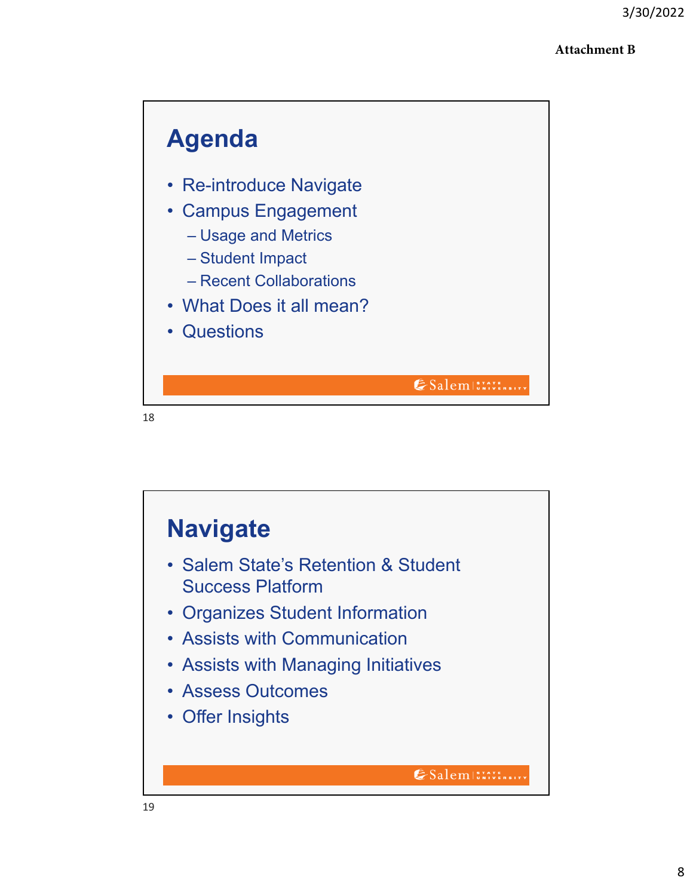Attachment B

## Agenda

- Re-introduce Navigate
- Campus Engagement
  - Usage and Metrics
  - Student Impact
  - Recent Collaborations
- What Does it all mean?
- Questions

## Navigate

- Salem State's Retention & Student Success Platform
- Organizes Student Information
- Assists with Communication
- Assists with Managing Initiatives
- Assess Outcomes
- Offer Insights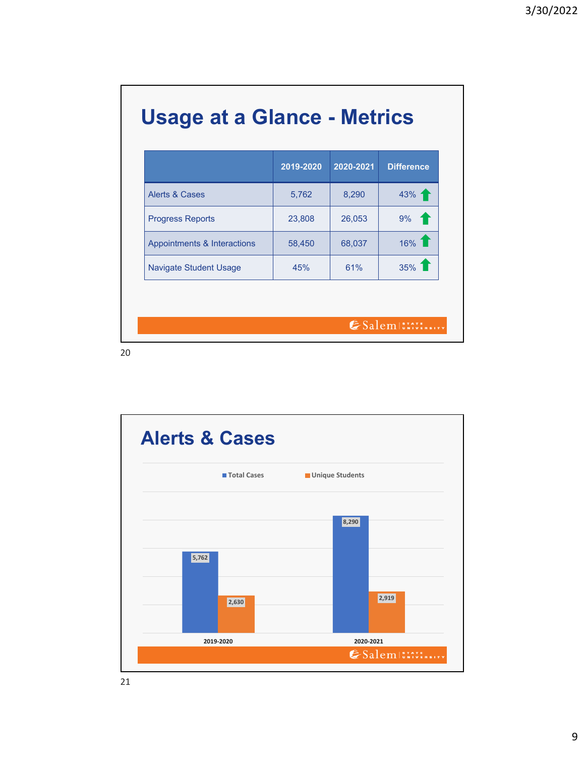# Usage at a Glance - Metrics

| | 2019-2020 | 2020-2021 | Difference |
|---|---|---|---|
| Alerts & Cases | 5,762 | 8,290 | 43% ⬆ |
| Progress Reports | 23,808 | 26,053 | 9% ⬆ |
| Appointments & Interactions | 58,450 | 68,037 | 16% ⬆ |
| Navigate Student Usage | 45% | 61% | 35% ⬆ |

# Alerts & Cases

| | Total Cases | Unique Students |
|---|---|---|
| 2019-2020 | 5,762 | 2,630 |
| 2020-2021 | 8,290 | 2,919 |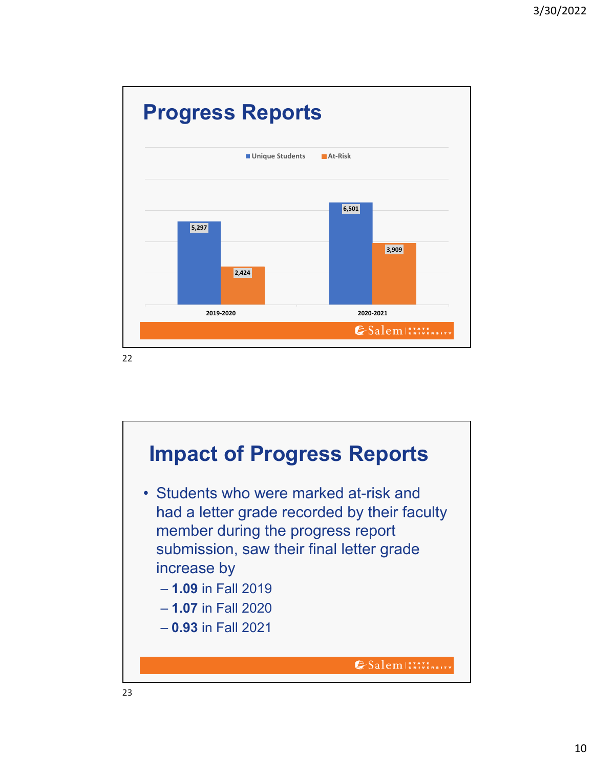# Progress Reports

| | Unique Students | At-Risk |
|---|---|---|
| 2019-2020 | 5,297 | 2,424 |
| 2020-2021 | 6,501 | 3,909 |

# Impact of Progress Reports

- Students who were marked at-risk and had a letter grade recorded by their faculty member during the progress report submission, saw their final letter grade increase by
  - **1.09** in Fall 2019
  - **1.07** in Fall 2020
  - **0.93** in Fall 2021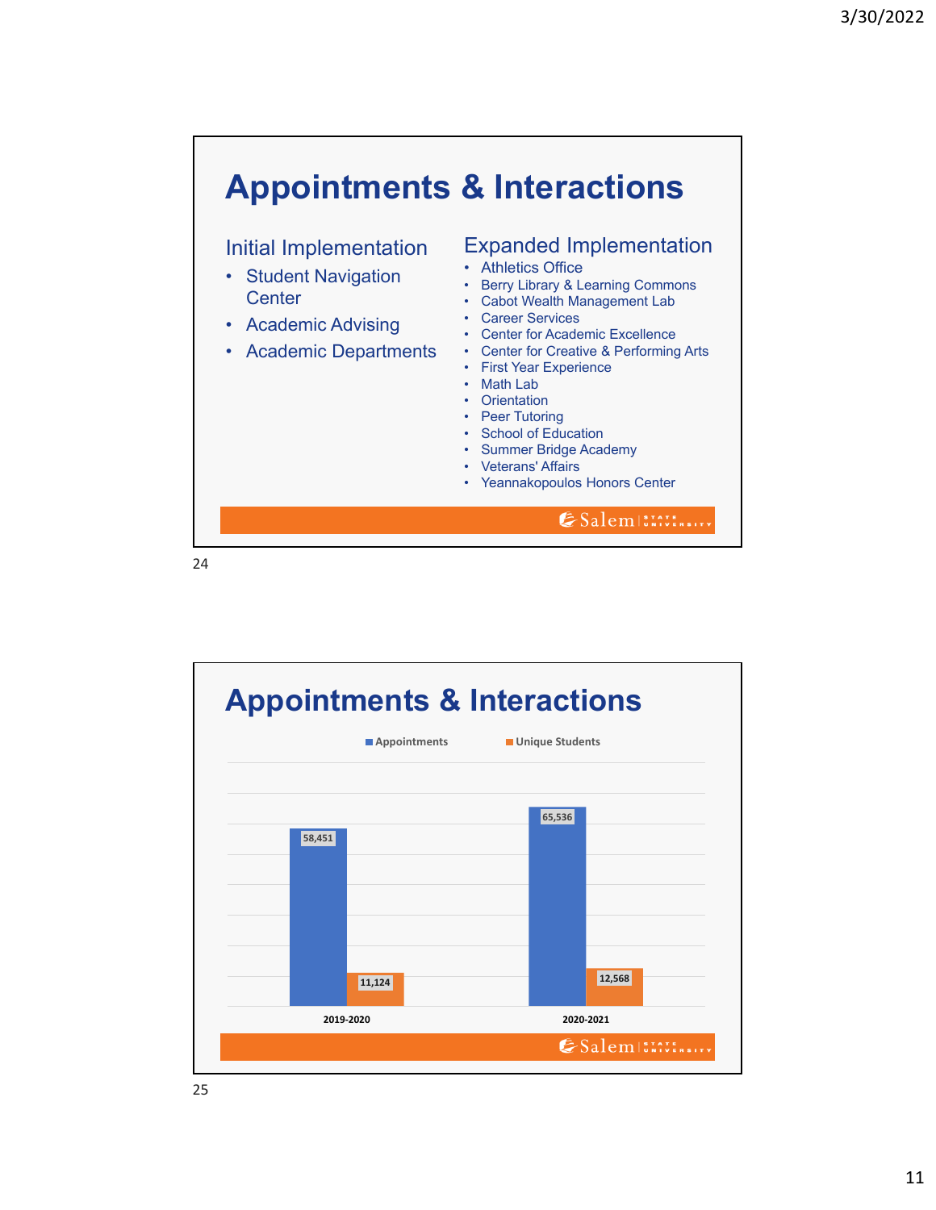# Appointments & Interactions

## Initial Implementation

- Student Navigation Center
- Academic Advising
- Academic Departments

## Expanded Implementation

- Athletics Office
- Berry Library & Learning Commons
- Cabot Wealth Management Lab
- Career Services
- Center for Academic Excellence
- Center for Creative & Performing Arts
- First Year Experience
- Math Lab
- Orientation
- Peer Tutoring
- School of Education
- Summer Bridge Academy
- Veterans' Affairs
- Yeannakopoulos Honors Center

# Appointments & Interactions

| | Appointments | Unique Students |
|---|---|---|
| 2019-2020 | 58,451 | 11,124 |
| 2020-2021 | 65,536 | 12,568 |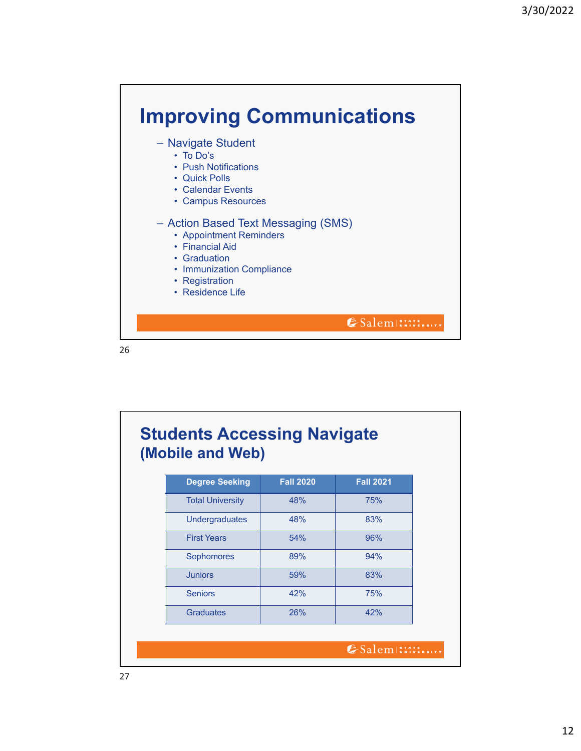# Improving Communications

- Navigate Student
  - To Do's
  - Push Notifications
  - Quick Polls
  - Calendar Events
  - Campus Resources
- Action Based Text Messaging (SMS)
  - Appointment Reminders
  - Financial Aid
  - Graduation
  - Immunization Compliance
  - Registration
  - Residence Life

# Students Accessing Navigate (Mobile and Web)

| Degree Seeking | Fall 2020 | Fall 2021 |
|---|---|---|
| Total University | 48% | 75% |
| Undergraduates | 48% | 83% |
| First Years | 54% | 96% |
| Sophomores | 89% | 94% |
| Juniors | 59% | 83% |
| Seniors | 42% | 75% |
| Graduates | 26% | 42% |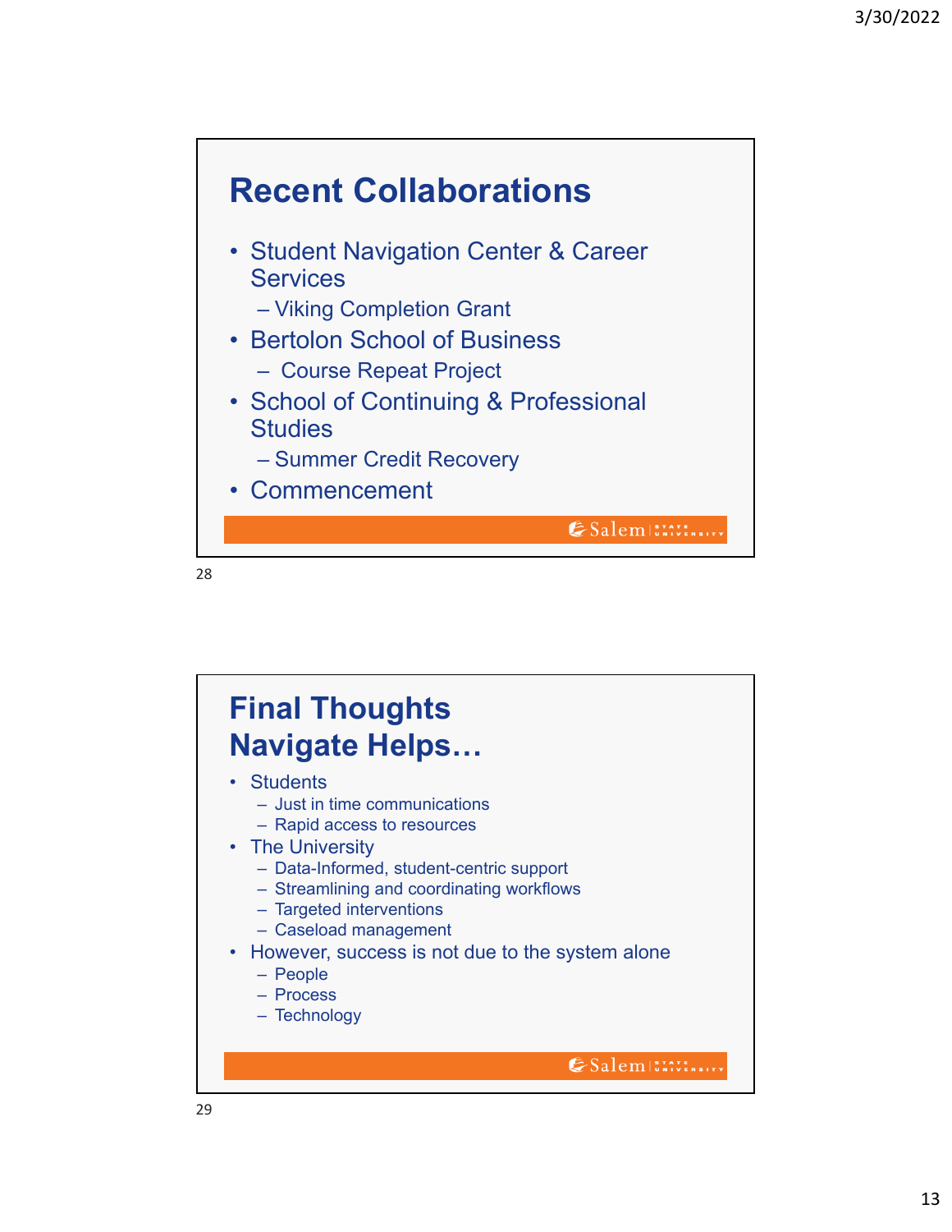## Recent Collaborations

- Student Navigation Center & Career Services
  - Viking Completion Grant
- Bertolon School of Business
  - Course Repeat Project
- School of Continuing & Professional Studies
  - Summer Credit Recovery
- Commencement

## Final Thoughts
## Navigate Helps…

- Students
  - Just in time communications
  - Rapid access to resources
- The University
  - Data-Informed, student-centric support
  - Streamlining and coordinating workflows
  - Targeted interventions
  - Caseload management
- However, success is not due to the system alone
  - People
  - Process
  - Technology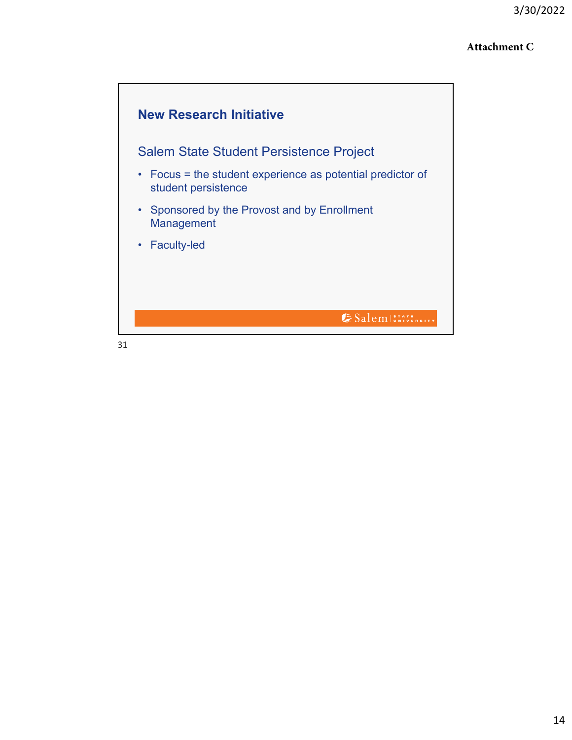Attachment C

## New Research Initiative

### Salem State Student Persistence Project

- Focus = the student experience as potential predictor of student persistence
- Sponsored by the Provost and by Enrollment Management
- Faculty-led

Salem STATE UNIVERSITY